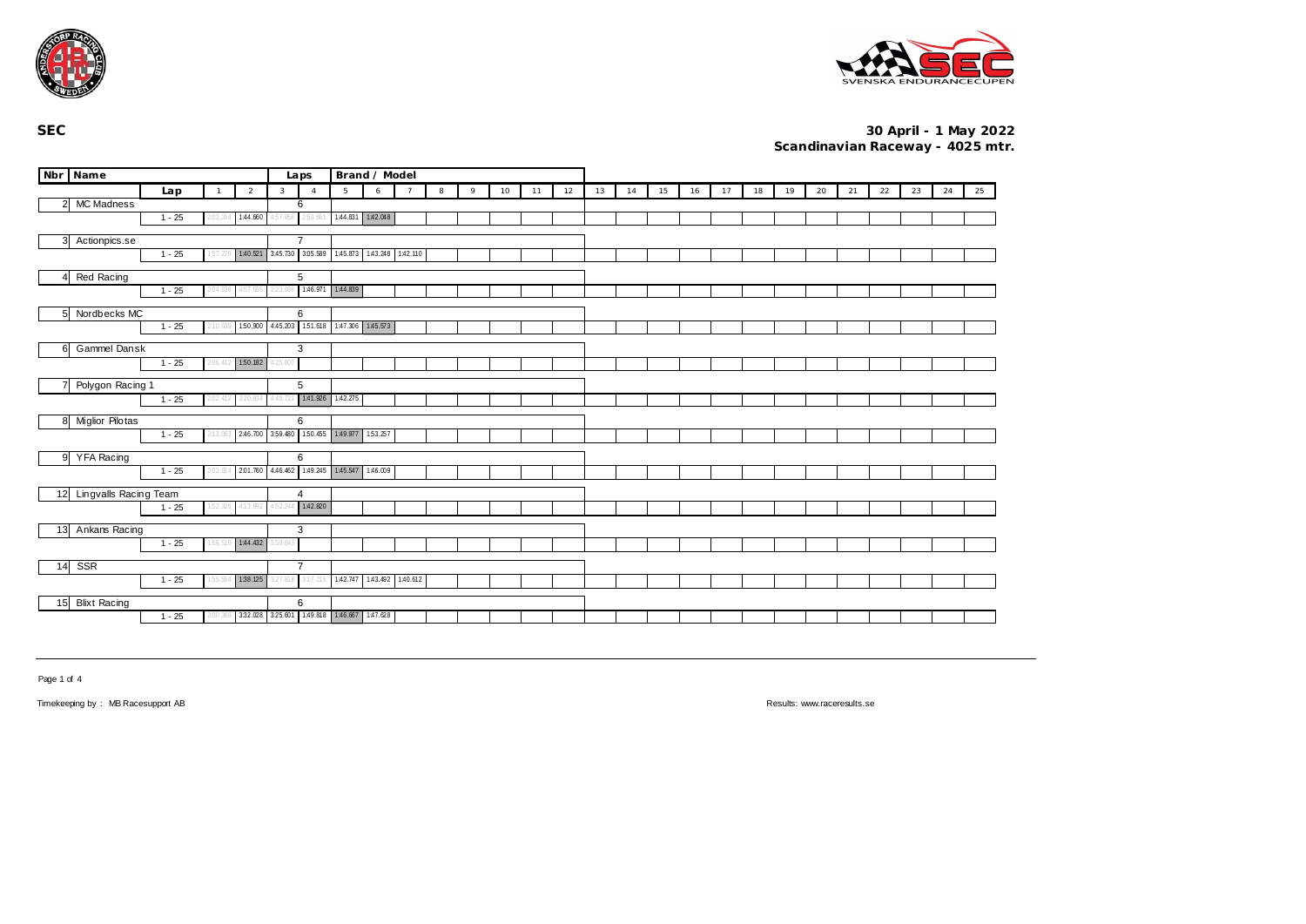**SEC**

**30 April - 1 May 2022**
**Scandinavian Raceway - 4025 mtr.**

| Nbr | Name | Lap | 1 | 2 | 3 | 4 | 5 | 6 | 7 | 8 | 9 | 10 | 11 | 12 | 13 | 14 | 15 | 16 | 17 | 18 | 19 | 20 | 21 | 22 | 23 | 24 | 25 |
|---|---|---|---|---|---|---|---|---|---|---|---|---|---|---|---|---|---|---|---|---|---|---|---|---|---|---|---|
| 2 | MC Madness | Laps: 6 | | | | | | | | | | | | | | | | | | | | | | | | | |
| | | 1 - 25 | 2:02.314 | 1:44.660 | 4:57.956 | 2:53.661 | 1:44.831 | 1:42.048 | | | | | | | | | | | | | | | | | | | |
| 3 | Actionpics.se | Laps: 7 | | | | | | | | | | | | | | | | | | | | | | | | | |
| | | 1 - 25 | 1:57.279 | 1:40.521 | 3:45.730 | 3:05.589 | 1:45.873 | 1:43.248 | 1:42.110 | | | | | | | | | | | | | | | | | | |
| 4 | Red Racing | Laps: 5 | | | | | | | | | | | | | | | | | | | | | | | | | |
| | | 1 - 25 | 2:04.838 | 4:57.505 | 2:23.086 | 1:46.971 | 1:44.839 | | | | | | | | | | | | | | | | | | | | |
| 5 | Nordbecks MC | Laps: 6 | | | | | | | | | | | | | | | | | | | | | | | | | |
| | | 1 - 25 | 2:10.639 | 1:50.900 | 4:45.203 | 1:51.618 | 1:47.306 | 1:45.573 | | | | | | | | | | | | | | | | | | | |
| 6 | Gammel Dansk | Laps: 3 | | | | | | | | | | | | | | | | | | | | | | | | | |
| | | 1 - 25 | 2:06.412 | 1:50.182 | 4:25.607 | | | | | | | | | | | | | | | | | | | | | | |
| 7 | Polygon Racing 1 | Laps: 5 | | | | | | | | | | | | | | | | | | | | | | | | | |
| | | 1 - 25 | 2:02.412 | 3:20.924 | 4:49.721 | 1:41.926 | 1:42.275 | | | | | | | | | | | | | | | | | | | | |
| 8 | Miglior Pilotas | Laps: 6 | | | | | | | | | | | | | | | | | | | | | | | | | |
| | | 1 - 25 | 2:13.063 | 2:46.700 | 3:59.480 | 1:50.455 | 1:49.977 | 1:53.257 | | | | | | | | | | | | | | | | | | | |
| 9 | YFA Racing | Laps: 6 | | | | | | | | | | | | | | | | | | | | | | | | | |
| | | 1 - 25 | 2:03.814 | 2:01.760 | 4:46.462 | 1:49.245 | 1:45.547 | 1:46.009 | | | | | | | | | | | | | | | | | | | |
| 12 | Lingvalls Racing Team | Laps: 4 | | | | | | | | | | | | | | | | | | | | | | | | | |
| | | 1 - 25 | 1:52.326 | 4:13.992 | 4:52.244 | 1:42.820 | | | | | | | | | | | | | | | | | | | | | |
| 13 | Ankans Racing | Laps: 3 | | | | | | | | | | | | | | | | | | | | | | | | | |
| | | 1 - 25 | 1:58.519 | 1:44.432 | 3:50.043 | | | | | | | | | | | | | | | | | | | | | | |
| 14 | SSR | Laps: 7 | | | | | | | | | | | | | | | | | | | | | | | | | |
| | | 1 - 25 | 1:55.564 | 1:38.125 | 3:27.618 | 3:17.215 | 1:42.747 | 1:43.492 | 1:40.612 | | | | | | | | | | | | | | | | | | |
| 15 | Blixt Racing | Laps: 6 | | | | | | | | | | | | | | | | | | | | | | | | | |
| | | 1 - 25 | 2:00.369 | 3:32.028 | 3:25.601 | 1:49.818 | 1:46.667 | 1:47.628 | | | | | | | | | | | | | | | | | | | |

Timekeeping by : MB Racesupport AB

Results: www.raceresults.se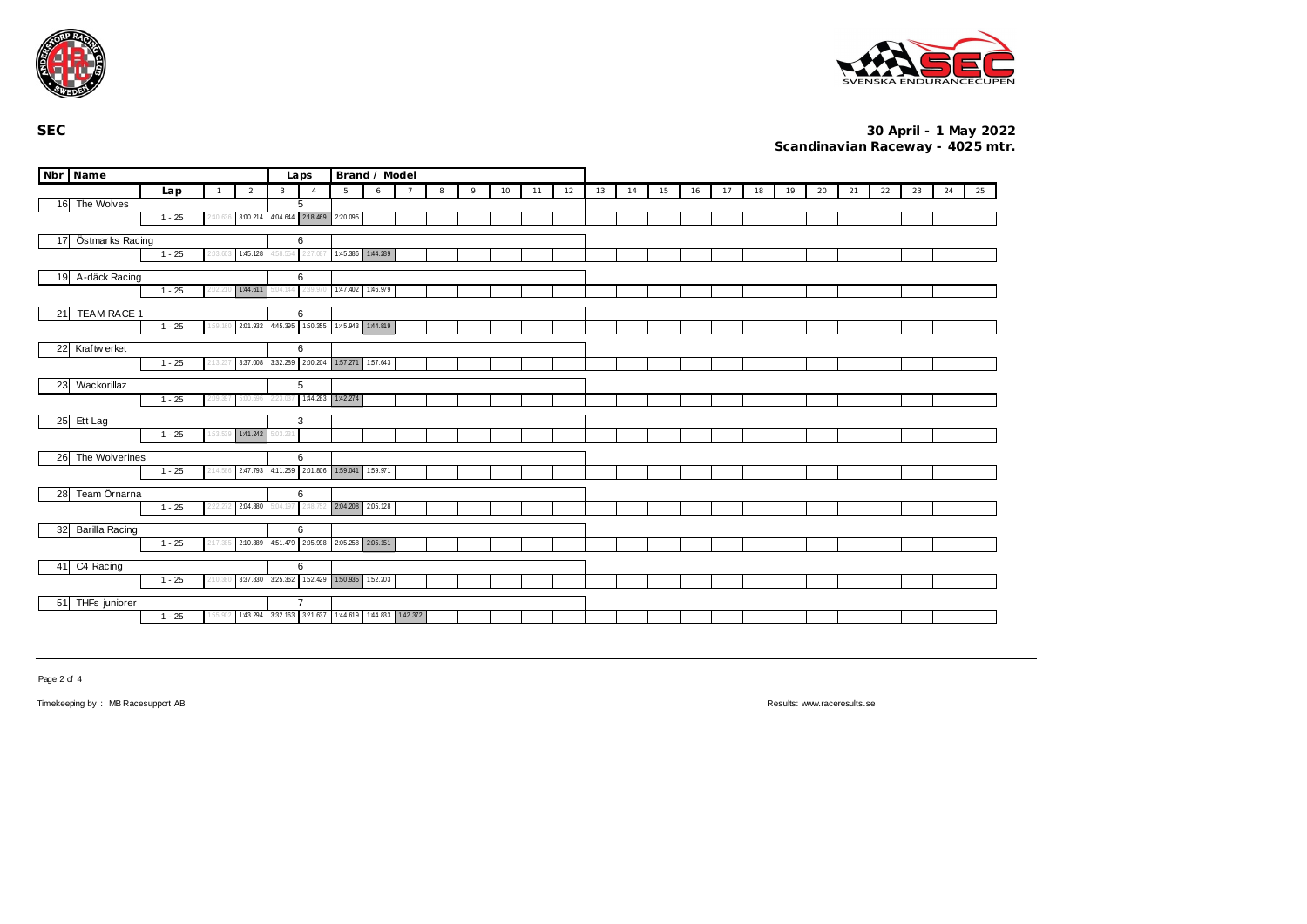**SEC**

**30 April - 1 May 2022**
**Scandinavian Raceway - 4025 mtr.**

| Nbr | Name | Lap | 1 | 2 | 3 | 4 | 5 | 6 | 7 | 8 | 9 | 10 | 11 | 12 | 13 | 14 | 15 | 16 | 17 | 18 | 19 | 20 | 21 | 22 | 23 | 24 | 25 |
|---|---|---|---|---|---|---|---|---|---|---|---|---|---|---|---|---|---|---|---|---|---|---|---|---|---|---|---|
| 16 | The Wolves (Laps: 5) | 1 - 25 | 2:40.636 | 3:00.214 | 4:04.644 | 2:18.469 | 2:20.095 | | | | | | | | | | | | | | | | | | | | |
| 17 | Östmarks Racing (Laps: 6) | 1 - 25 | 2:03.803 | 1:45.128 | 4:59.554 | 2:27.087 | 1:45.386 | 1:44.289 | | | | | | | | | | | | | | | | | | | |
| 19 | A-däck Racing (Laps: 6) | 1 - 25 | 2:02.210 | 1:44.611 | 5:04.144 | 2:39.076 | 1:47.402 | 1:46.979 | | | | | | | | | | | | | | | | | | | |
| 21 | TEAM RACE 1 (Laps: 6) | 1 - 25 | 1:59.160 | 2:01.932 | 4:45.395 | 1:50.355 | 1:45.943 | 1:44.819 | | | | | | | | | | | | | | | | | | | |
| 22 | Kraftwerket (Laps: 6) | 1 - 25 | 2:13.237 | 3:37.008 | 3:32.289 | 2:00.204 | 1:57.271 | 1:57.643 | | | | | | | | | | | | | | | | | | | |
| 23 | Wackorillaz (Laps: 5) | 1 - 25 | 2:09.387 | 5:00.590 | 2:23.037 | 1:44.283 | 1:42.274 | | | | | | | | | | | | | | | | | | | | |
| 25 | Ett Lag (Laps: 3) | 1 - 25 | 1:53.539 | 1:41.242 | 5:03.233 | | | | | | | | | | | | | | | | | | | | | | |
| 26 | The Wolverines (Laps: 6) | 1 - 25 | 2:14.586 | 2:47.793 | 4:11.259 | 2:01.806 | 1:59.041 | 1:59.971 | | | | | | | | | | | | | | | | | | | |
| 28 | Team Örnarna (Laps: 6) | 1 - 25 | 2:22.272 | 2:04.880 | 5:04.197 | 2:48.752 | 2:04.208 | 2:05.128 | | | | | | | | | | | | | | | | | | | |
| 32 | Barilla Racing (Laps: 6) | 1 - 25 | 2:17.389 | 2:10.889 | 4:51.479 | 2:05.998 | 2:05.258 | 2:05.151 | | | | | | | | | | | | | | | | | | | |
| 41 | C4 Racing (Laps: 6) | 1 - 25 | 2:10.380 | 3:37.830 | 3:25.362 | 1:52.429 | 1:50.935 | 1:52.203 | | | | | | | | | | | | | | | | | | | |
| 51 | THFs juniorer (Laps: 7) | 1 - 25 | 1:55.902 | 1:43.294 | 3:32.163 | 3:21.637 | 1:44.619 | 1:44.833 | 1:42.372 | | | | | | | | | | | | | | | | | | |

Timekeeping by : MB Racesupport AB

Results: www.raceresults.se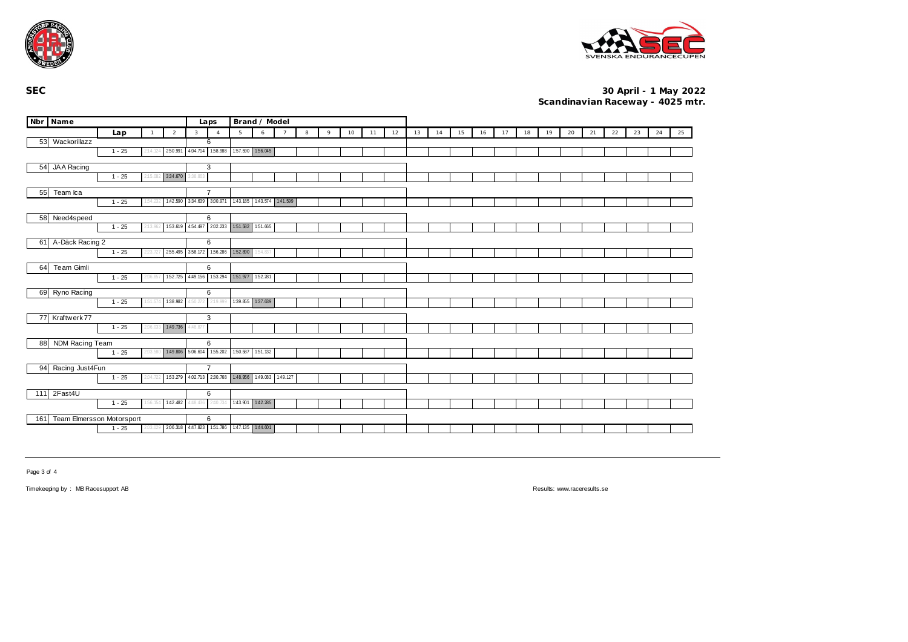**SEC**

**30 April - 1 May 2022**
**Scandinavian Raceway - 4025 mtr.**

| Nbr | Name | Lap | 1 | 2 | 3 | 4 | 5 | 6 | 7 | 8 | 9 | 10 | 11 | 12 | 13 | 14 | 15 | 16 | 17 | 18 | 19 | 20 | 21 | 22 | 23 | 24 | 25 |
|---|---|---|---|---|---|---|---|---|---|---|---|---|---|---|---|---|---|---|---|---|---|---|---|---|---|---|---|
| 53 | Wackorillazz | Laps: 6 | | | | | | | | | | | | | | | | | | | | | | | | | |
| | | 1 - 25 | 2:14.124 | 2:50.991 | 4:04.714 | 1:58.988 | 1:57.590 | 1:56.045 | | | | | | | | | | | | | | | | | | | |
| 54 | JAA Racing | Laps: 3 | | | | | | | | | | | | | | | | | | | | | | | | | |
| | | 1 - 25 | 2:15.082 | 3:34.670 | 3:38.862 | | | | | | | | | | | | | | | | | | | | | | |
| 55 | Team Ica | Laps: 7 | | | | | | | | | | | | | | | | | | | | | | | | | |
| | | 1 - 25 | 1:54.232 | 1:42.590 | 3:34.639 | 3:00.971 | 1:43.185 | 1:43.574 | 1:41.599 | | | | | | | | | | | | | | | | | | |
| 58 | Need4speed | Laps: 6 | | | | | | | | | | | | | | | | | | | | | | | | | |
| | | 1 - 25 | 2:13.962 | 1:53.619 | 4:54.497 | 2:02.233 | 1:51.582 | 1:51.665 | | | | | | | | | | | | | | | | | | | |
| 61 | A-Däck Racing 2 | Laps: 6 | | | | | | | | | | | | | | | | | | | | | | | | | |
| | | 1 - 25 | 2:23.727 | 2:55.495 | 3:58.172 | 1:56.286 | 1:52.890 | 1:54.837 | | | | | | | | | | | | | | | | | | | |
| 64 | Team Gimli | Laps: 6 | | | | | | | | | | | | | | | | | | | | | | | | | |
| | | 1 - 25 | 2:06.857 | 1:52.725 | 4:49.156 | 1:53.294 | 1:51.977 | 1:52.281 | | | | | | | | | | | | | | | | | | | |
| 69 | Ryno Racing | Laps: 6 | | | | | | | | | | | | | | | | | | | | | | | | | |
| | | 1 - 25 | 1:51.574 | 1:38.982 | 4:50.272 | 2:19.999 | 1:39.855 | 1:37.639 | | | | | | | | | | | | | | | | | | | |
| 77 | Kraftwerk 77 | Laps: 3 | | | | | | | | | | | | | | | | | | | | | | | | | |
| | | 1 - 25 | 2:06.033 | 1:49.736 | 4:48.677 | | | | | | | | | | | | | | | | | | | | | | |
| 88 | NDM Racing Team | Laps: 6 | | | | | | | | | | | | | | | | | | | | | | | | | |
| | | 1 - 25 | 2:03.580 | 1:49.806 | 5:06.604 | 1:55.202 | 1:50.587 | 1:51.132 | | | | | | | | | | | | | | | | | | | |
| 94 | Racing Just4Fun | Laps: 7 | | | | | | | | | | | | | | | | | | | | | | | | | |
| | | 1 - 25 | 2:04.722 | 1:53.279 | 4:02.713 | 2:30.768 | 1:48.956 | 1:49.083 | 1:49.127 | | | | | | | | | | | | | | | | | | |
| 111 | 2Fast4U | Laps: 6 | | | | | | | | | | | | | | | | | | | | | | | | | |
| | | 1 - 25 | 1:56.154 | 1:42.482 | 4:48.436 | 2:40.734 | 1:43.901 | 1:42.285 | | | | | | | | | | | | | | | | | | | |
| 161 | Team Elmersson Motorsport | Laps: 6 | | | | | | | | | | | | | | | | | | | | | | | | | |
| | | 1 - 25 | 2:03.029 | 2:06.318 | 4:47.823 | 1:51.786 | 1:47.135 | 1:44.601 | | | | | | | | | | | | | | | | | | | |

Timekeeping by : MB Racesupport AB

Results: www.raceresults.se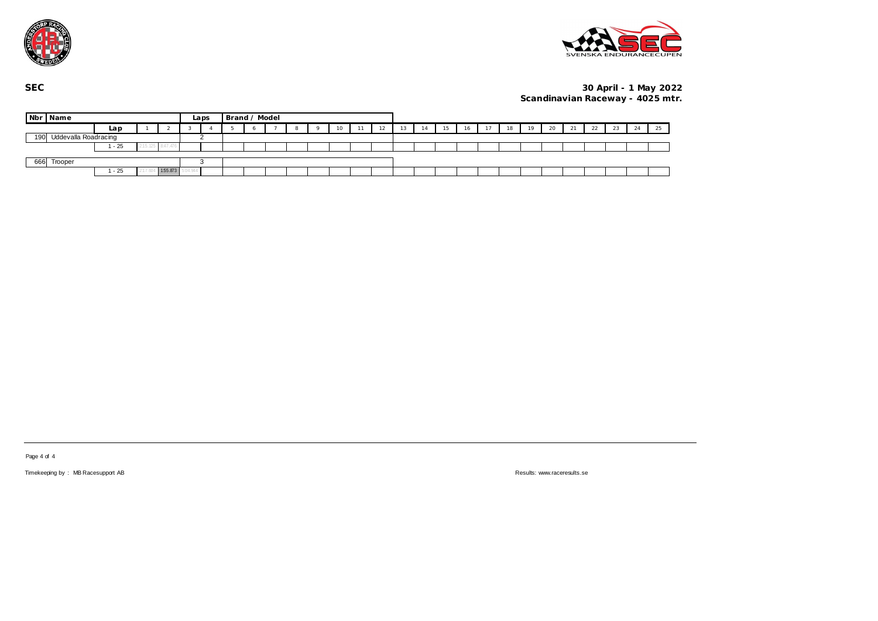**SEC**

**30 April - 1 May 2022**
**Scandinavian Raceway - 4025 mtr.**

| Nbr | Name | | | | Laps | | Brand / Model | | | | | | | | | | | | | | | | | | | | |
|---|---|---|---|---|---|---|---|---|---|---|---|---|---|---|---|---|---|---|---|---|---|---|---|---|---|---|---|
| | | Lap | 1 | 2 | 3 | 4 | 5 | 6 | 7 | 8 | 9 | 10 | 11 | 12 | 13 | 14 | 15 | 16 | 17 | 18 | 19 | 20 | 21 | 22 | 23 | 24 | 25 |
| 190 | Uddevalla Roadracing | | | | 2 | | | | | | | | | | | | | | | | | | | | | | |
| | | 1 - 25 | 2:15.125 | 3:47.470 | | | | | | | | | | | | | | | | | | | | | | | |
| 666 | Trooper | | | | 3 | | | | | | | | | | | | | | | | | | | | | | |
| | | 1 - 25 | 2:17.604 | 1:55.873 | 5:04.944 | | | | | | | | | | | | | | | | | | | | | | |

Timekeeping by : MB Racesupport AB

Results: www.raceresults.se